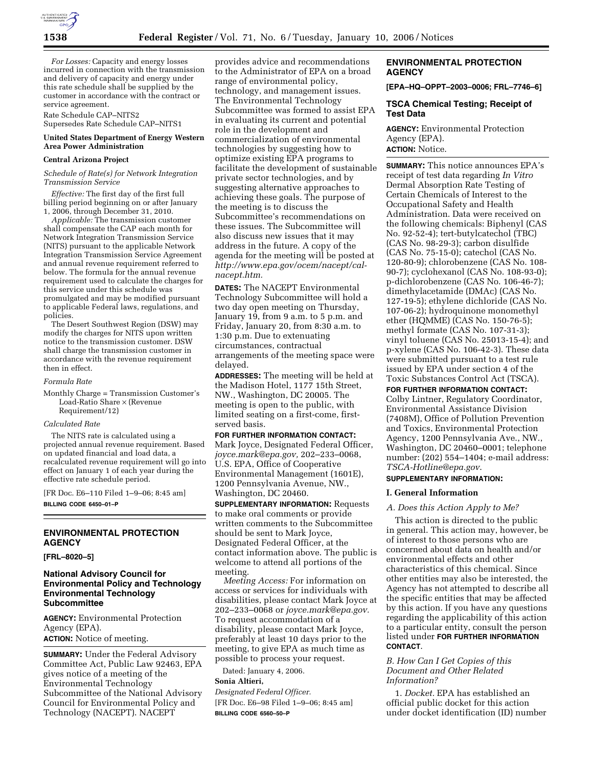*For Losses:* Capacity and energy losses incurred in connection with the transmission and delivery of capacity and energy under this rate schedule shall be supplied by the customer in accordance with the contract or service agreement.

Rate Schedule CAP–NITS2
Supersedes Rate Schedule CAP–NITS1

**United States Department of Energy Western Area Power Administration**

**Central Arizona Project**

*Schedule of Rate(s) for Network Integration Transmission Service*

*Effective:* The first day of the first full billing period beginning on or after January 1, 2006, through December 31, 2010.

*Applicable:* The transmission customer shall compensate the CAP each month for Network Integration Transmission Service (NITS) pursuant to the applicable Network Integration Transmission Service Agreement and annual revenue requirement referred to below. The formula for the annual revenue requirement used to calculate the charges for this service under this schedule was promulgated and may be modified pursuant to applicable Federal laws, regulations, and policies.

The Desert Southwest Region (DSW) may modify the charges for NITS upon written notice to the transmission customer. DSW shall charge the transmission customer in accordance with the revenue requirement then in effect.

*Formula Rate*

Monthly Charge = Transmission Customer's Load-Ratio Share × (Revenue Requirement/12)

*Calculated Rate*

The NITS rate is calculated using a projected annual revenue requirement. Based on updated financial and load data, a recalculated revenue requirement will go into effect on January 1 of each year during the effective rate schedule period.

[FR Doc. E6–110 Filed 1–9–06; 8:45 am]

**BILLING CODE 6450–01–P**

## ENVIRONMENTAL PROTECTION AGENCY

**[FRL–8020–5]**

## National Advisory Council for Environmental Policy and Technology Environmental Technology Subcommittee

**AGENCY:** Environmental Protection Agency (EPA).

**ACTION:** Notice of meeting.

**SUMMARY:** Under the Federal Advisory Committee Act, Public Law 92463, EPA gives notice of a meeting of the Environmental Technology Subcommittee of the National Advisory Council for Environmental Policy and Technology (NACEPT). NACEPT provides advice and recommendations to the Administrator of EPA on a broad range of environmental policy, technology, and management issues. The Environmental Technology Subcommittee was formed to assist EPA in evaluating its current and potential role in the development and commercialization of environmental technologies by suggesting how to optimize existing EPA programs to facilitate the development of sustainable private sector technologies, and by suggesting alternative approaches to achieving these goals. The purpose of the meeting is to discuss the Subcommittee's recommendations on these issues. The Subcommittee will also discuss new issues that it may address in the future. A copy of the agenda for the meeting will be posted at *http://www.epa.gov/ocem/nacept/cal-nacept.htm.*

**DATES:** The NACEPT Environmental Technology Subcommittee will hold a two day open meeting on Thursday, January 19, from 9 a.m. to 5 p.m. and Friday, January 20, from 8:30 a.m. to 1:30 p.m. Due to extenuating circumstances, contractual arrangements of the meeting space were delayed.

**ADDRESSES:** The meeting will be held at the Madison Hotel, 1177 15th Street, NW., Washington, DC 20005. The meeting is open to the public, with limited seating on a first-come, first-served basis.

**FOR FURTHER INFORMATION CONTACT:** Mark Joyce, Designated Federal Officer, *joyce.mark@epa.gov,* 202–233–0068, U.S. EPA, Office of Cooperative Environmental Management (1601E), 1200 Pennsylvania Avenue, NW., Washington, DC 20460.

**SUPPLEMENTARY INFORMATION:** Requests to make oral comments or provide written comments to the Subcommittee should be sent to Mark Joyce, Designated Federal Officer, at the contact information above. The public is welcome to attend all portions of the meeting.

*Meeting Access:* For information on access or services for individuals with disabilities, please contact Mark Joyce at 202–233–0068 or *joyce.mark@epa.gov.* To request accommodation of a disability, please contact Mark Joyce, preferably at least 10 days prior to the meeting, to give EPA as much time as possible to process your request.

Dated: January 4, 2006.

**Sonia Altieri,**

*Designated Federal Officer.*

[FR Doc. E6–98 Filed 1–9–06; 8:45 am]

**BILLING CODE 6560–50–P**

## ENVIRONMENTAL PROTECTION AGENCY

**[EPA–HQ–OPPT–2003–0006; FRL–7746–6]**

## TSCA Chemical Testing; Receipt of Test Data

**AGENCY:** Environmental Protection Agency (EPA).

**ACTION:** Notice.

**SUMMARY:** This notice announces EPA's receipt of test data regarding *In Vitro* Dermal Absorption Rate Testing of Certain Chemicals of Interest to the Occupational Safety and Health Administration. Data were received on the following chemicals: Biphenyl (CAS No. 92-52-4); tert-butylcatechol (TBC) (CAS No. 98-29-3); carbon disulfide (CAS No. 75-15-0); catechol (CAS No. 120-80-9); chlorobenzene (CAS No. 108-90-7); cyclohexanol (CAS No. 108-93-0); p-dichlorobenzene (CAS No. 106-46-7); dimethylacetamide (DMAc) (CAS No. 127-19-5); ethylene dichloride (CAS No. 107-06-2); hydroquinone monomethyl ether (HQMME) (CAS No. 150-76-5); methyl formate (CAS No. 107-31-3); vinyl toluene (CAS No. 25013-15-4); and p-xylene (CAS No. 106-42-3). These data were submitted pursuant to a test rule issued by EPA under section 4 of the Toxic Substances Control Act (TSCA).

**FOR FURTHER INFORMATION CONTACT:** Colby Lintner, Regulatory Coordinator, Environmental Assistance Division (7408M), Office of Pollution Prevention and Toxics, Environmental Protection Agency, 1200 Pennsylvania Ave., NW., Washington, DC 20460–0001; telephone number: (202) 554–1404; e-mail address: *TSCA-Hotline@epa.gov*.

**SUPPLEMENTARY INFORMATION:**

### I. General Information

*A. Does this Action Apply to Me?*

This action is directed to the public in general. This action may, however, be of interest to those persons who are concerned about data on health and/or environmental effects and other characteristics of this chemical. Since other entities may also be interested, the Agency has not attempted to describe all the specific entities that may be affected by this action. If you have any questions regarding the applicability of this action to a particular entity, consult the person listed under **FOR FURTHER INFORMATION CONTACT**.

*B. How Can I Get Copies of this Document and Other Related Information?*

1. *Docket.* EPA has established an official public docket for this action under docket identification (ID) number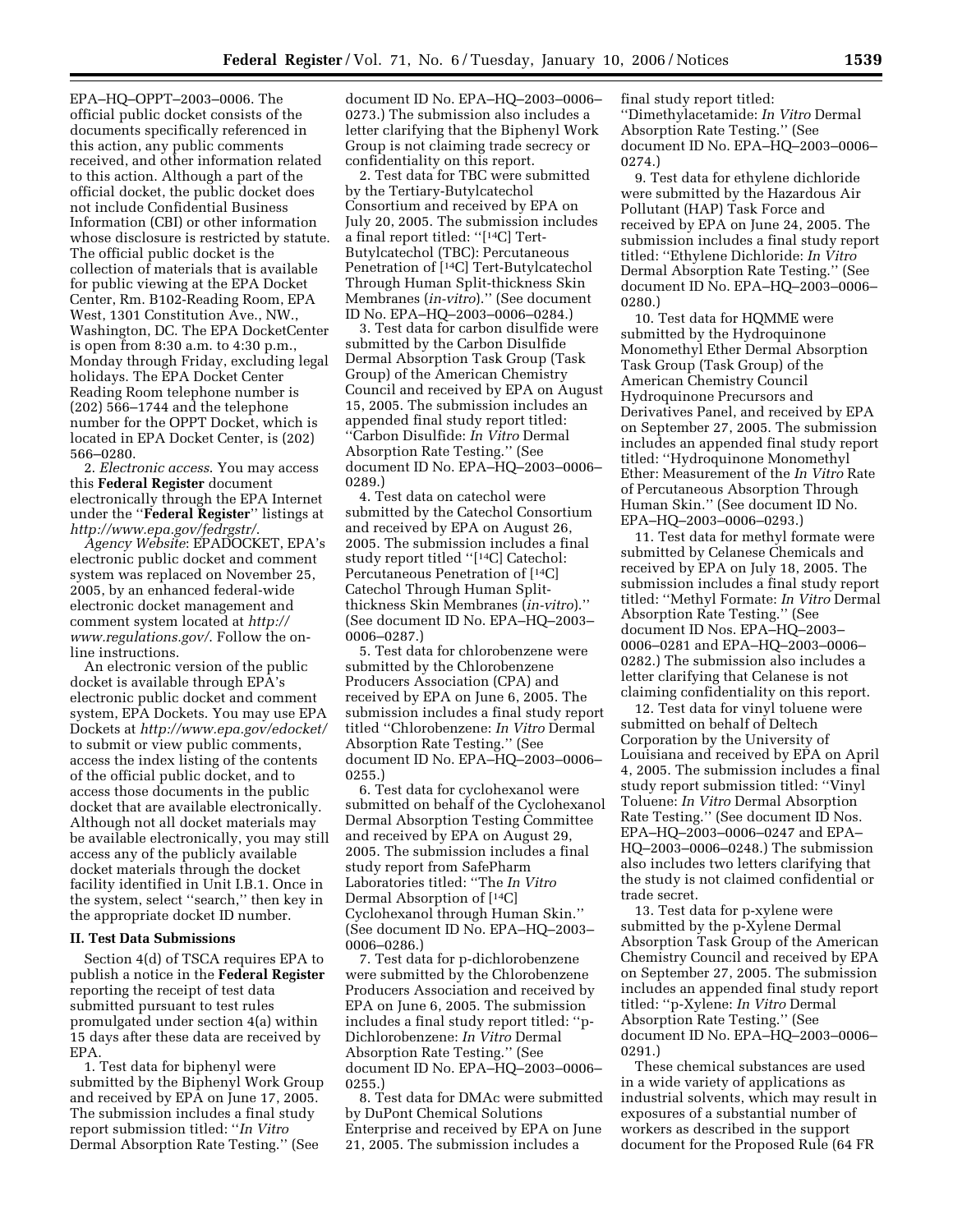EPA–HQ–OPPT–2003–0006. The official public docket consists of the documents specifically referenced in this action, any public comments received, and other information related to this action. Although a part of the official docket, the public docket does not include Confidential Business Information (CBI) or other information whose disclosure is restricted by statute. The official public docket is the collection of materials that is available for public viewing at the EPA Docket Center, Rm. B102-Reading Room, EPA West, 1301 Constitution Ave., NW., Washington, DC. The EPA DocketCenter is open from 8:30 a.m. to 4:30 p.m., Monday through Friday, excluding legal holidays. The EPA Docket Center Reading Room telephone number is (202) 566–1744 and the telephone number for the OPPT Docket, which is located in EPA Docket Center, is (202) 566–0280.

2. *Electronic access.* You may access this **Federal Register** document electronically through the EPA Internet under the ''**Federal Register**'' listings at *http://www.epa.gov/fedrgstr/.*

*Agency Website*: EPADOCKET, EPA's electronic public docket and comment system was replaced on November 25, 2005, by an enhanced federal-wide electronic docket management and comment system located at *http://www.regulations.gov/*. Follow the on-line instructions.

An electronic version of the public docket is available through EPA's electronic public docket and comment system, EPA Dockets. You may use EPA Dockets at *http://www.epa.gov/edocket/* to submit or view public comments, access the index listing of the contents of the official public docket, and to access those documents in the public docket that are available electronically. Although not all docket materials may be available electronically, you may still access any of the publicly available docket materials through the docket facility identified in Unit I.B.1. Once in the system, select ''search,'' then key in the appropriate docket ID number.

## II. Test Data Submissions

Section 4(d) of TSCA requires EPA to publish a notice in the **Federal Register** reporting the receipt of test data submitted pursuant to test rules promulgated under section 4(a) within 15 days after these data are received by EPA.

1. Test data for biphenyl were submitted by the Biphenyl Work Group and received by EPA on June 17, 2005. The submission includes a final study report submission titled: ''*In Vitro* Dermal Absorption Rate Testing.'' (See document ID No. EPA–HQ–2003–0006–0273.) The submission also includes a letter clarifying that the Biphenyl Work Group is not claiming trade secrecy or confidentiality on this report.

2. Test data for TBC were submitted by the Tertiary-Butylcatechol Consortium and received by EPA on July 20, 2005. The submission includes a final report titled: ''[$^{14}$C] Tert-Butylcatechol (TBC): Percutaneous Penetration of [$^{14}$C] Tert-Butylcatechol Through Human Split-thickness Skin Membranes (*in-vitro*).'' (See document ID No. EPA–HQ–2003–0006–0284.)

3. Test data for carbon disulfide were submitted by the Carbon Disulfide Dermal Absorption Task Group (Task Group) of the American Chemistry Council and received by EPA on August 15, 2005. The submission includes an appended final study report titled: ''Carbon Disulfide: *In Vitro* Dermal Absorption Rate Testing.'' (See document ID No. EPA–HQ–2003–0006–0289.)

4. Test data on catechol were submitted by the Catechol Consortium and received by EPA on August 26, 2005. The submission includes a final study report titled ''[$^{14}$C] Catechol: Percutaneous Penetration of [$^{14}$C] Catechol Through Human Split-thickness Skin Membranes (*in-vitro*).'' (See document ID No. EPA–HQ–2003–0006–0287.)

5. Test data for chlorobenzene were submitted by the Chlorobenzene Producers Association (CPA) and received by EPA on June 6, 2005. The submission includes a final study report titled ''Chlorobenzene: *In Vitro* Dermal Absorption Rate Testing.'' (See document ID No. EPA–HQ–2003–0006–0255.)

6. Test data for cyclohexanol were submitted on behalf of the Cyclohexanol Dermal Absorption Testing Committee and received by EPA on August 29, 2005. The submission includes a final study report from SafePharm Laboratories titled: ''The *In Vitro* Dermal Absorption of [$^{14}$C] Cyclohexanol through Human Skin.'' (See document ID No. EPA–HQ–2003–0006–0286.)

7. Test data for p-dichlorobenzene were submitted by the Chlorobenzene Producers Association and received by EPA on June 6, 2005. The submission includes a final study report titled: ''p-Dichlorobenzene: *In Vitro* Dermal Absorption Rate Testing.'' (See document ID No. EPA–HQ–2003–0006–0255.)

8. Test data for DMAc were submitted by DuPont Chemical Solutions Enterprise and received by EPA on June 21, 2005. The submission includes a final study report titled: ''Dimethylacetamide: *In Vitro* Dermal Absorption Rate Testing.'' (See document ID No. EPA–HQ–2003–0006–0274.)

9. Test data for ethylene dichloride were submitted by the Hazardous Air Pollutant (HAP) Task Force and received by EPA on June 24, 2005. The submission includes a final study report titled: ''Ethylene Dichloride: *In Vitro* Dermal Absorption Rate Testing.'' (See document ID No. EPA–HQ–2003–0006–0280.)

10. Test data for HQMME were submitted by the Hydroquinone Monomethyl Ether Dermal Absorption Task Group (Task Group) of the American Chemistry Council Hydroquinone Precursors and Derivatives Panel, and received by EPA on September 27, 2005. The submission includes an appended final study report titled: ''Hydroquinone Monomethyl Ether: Measurement of the *In Vitro* Rate of Percutaneous Absorption Through Human Skin.'' (See document ID No. EPA–HQ–2003–0006–0293.)

11. Test data for methyl formate were submitted by Celanese Chemicals and received by EPA on July 18, 2005. The submission includes a final study report titled: ''Methyl Formate: *In Vitro* Dermal Absorption Rate Testing.'' (See document ID Nos. EPA–HQ–2003–0006–0281 and EPA–HQ–2003–0006–0282.) The submission also includes a letter clarifying that Celanese is not claiming confidentiality on this report.

12. Test data for vinyl toluene were submitted on behalf of Deltech Corporation by the University of Louisiana and received by EPA on April 4, 2005. The submission includes a final study report submission titled: ''Vinyl Toluene: *In Vitro* Dermal Absorption Rate Testing.'' (See document ID Nos. EPA–HQ–2003–0006–0247 and EPA–HQ–2003–0006–0248.) The submission also includes two letters clarifying that the study is not claimed confidential or trade secret.

13. Test data for p-xylene were submitted by the p-Xylene Dermal Absorption Task Group of the American Chemistry Council and received by EPA on September 27, 2005. The submission includes an appended final study report titled: ''p-Xylene: *In Vitro* Dermal Absorption Rate Testing.'' (See document ID No. EPA–HQ–2003–0006–0291.)

These chemical substances are used in a wide variety of applications as industrial solvents, which may result in exposures of a substantial number of workers as described in the support document for the Proposed Rule (64 FR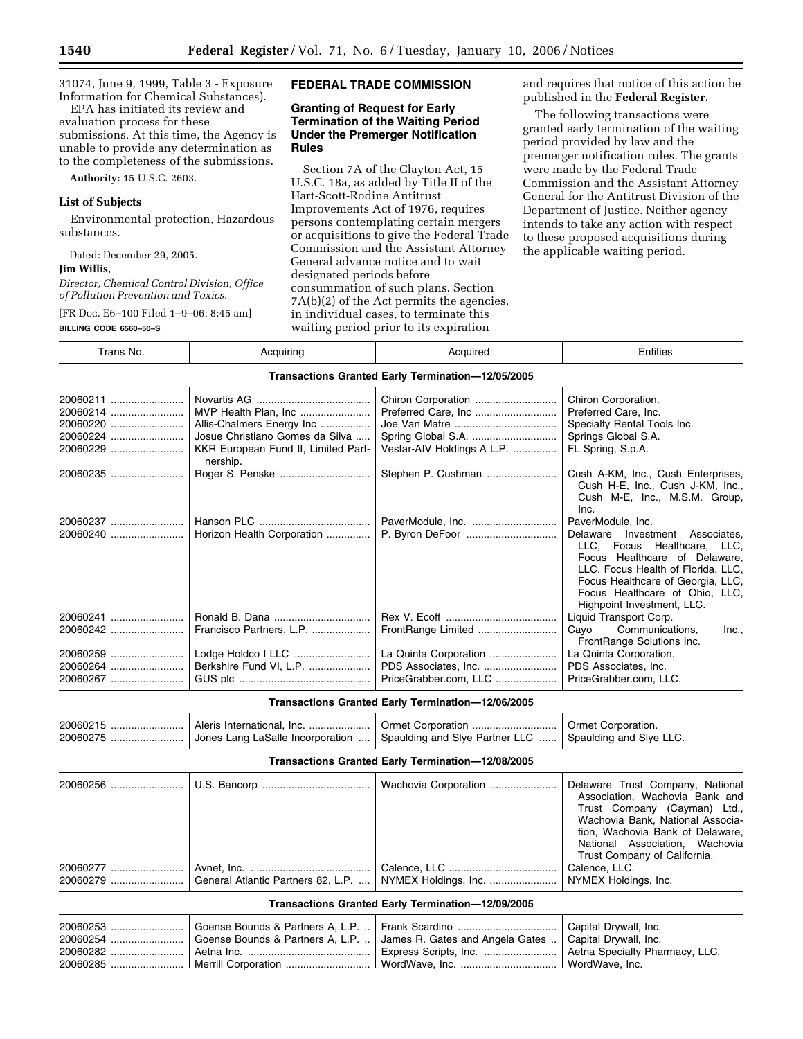31074, June 9, 1999, Table 3 - Exposure Information for Chemical Substances).

EPA has initiated its review and evaluation process for these submissions. At this time, the Agency is unable to provide any determination as to the completeness of the submissions.

**Authority:** 15 U.S.C. 2603.

### List of Subjects

Environmental protection, Hazardous substances.

Dated: December 29, 2005.

**Jim Willis,**

*Director, Chemical Control Division, Office of Pollution Prevention and Toxics.*

[FR Doc. E6–100 Filed 1–9–06; 8:45 am]

**BILLING CODE 6560–50–S**

## FEDERAL TRADE COMMISSION

### Granting of Request for Early Termination of the Waiting Period Under the Premerger Notification Rules

Section 7A of the Clayton Act, 15 U.S.C. 18a, as added by Title II of the Hart-Scott-Rodine Antitrust Improvements Act of 1976, requires persons contemplating certain mergers or acquisitions to give the Federal Trade Commission and the Assistant Attorney General advance notice and to wait designated periods before consummation of such plans. Section 7A(b)(2) of the Act permits the agencies, in individual cases, to terminate this waiting period prior to its expiration and requires that notice of this action be published in the **Federal Register.**

The following transactions were granted early termination of the waiting period provided by law and the premerger notification rules. The grants were made by the Federal Trade Commission and the Assistant Attorney General for the Antitrust Division of the Department of Justice. Neither agency intends to take any action with respect to these proposed acquisitions during the applicable waiting period.

| Trans No. | Acquiring | Acquired | Entities |
|---|---|---|---|
| **Transactions Granted Early Termination—12/05/2005** | | | |
| 20060211 | Novartis AG | Chiron Corporation | Chiron Corporation. |
| 20060214 | MVP Health Plan, Inc | Preferred Care, Inc | Preferred Care, Inc. |
| 20060220 | Allis-Chalmers Energy Inc | Joe Van Matre | Specialty Rental Tools Inc. |
| 20060224 | Josue Christiano Gomes da Silva | Spring Global S.A. | Springs Global S.A. |
| 20060229 | KKR European Fund II, Limited Partnership. | Vestar-AIV Holdings A L.P. | FL Spring, S.p.A. |
| 20060235 | Roger S. Penske | Stephen P. Cushman | Cush A-KM, Inc., Cush Enterprises, Cush H-E, Inc., Cush J-KM, Inc., Cush M-E, Inc., M.S.M. Group, Inc. |
| 20060237 | Hanson PLC | PaverModule, Inc. | PaverModule, Inc. |
| 20060240 | Horizon Health Corporation | P. Byron DeFoor | Delaware Investment Associates, LLC, Focus Healthcare, LLC, Focus Healthcare of Delaware, LLC, Focus Health of Florida, LLC, Focus Healthcare of Georgia, LLC, Focus Healthcare of Ohio, LLC, Highpoint Investment, LLC. |
| 20060241 | Ronald B. Dana | Rex V. Ecoff | Liquid Transport Corp. |
| 20060242 | Francisco Partners, L.P. | FrontRange Limited | Cayo Communications, Inc., FrontRange Solutions Inc. |
| 20060259 | Lodge Holdco I LLC | La Quinta Corporation | La Quinta Corporation. |
| 20060264 | Berkshire Fund VI, L.P. | PDS Associates, Inc. | PDS Associates, Inc. |
| 20060267 | GUS plc | PriceGrabber.com, LLC | PriceGrabber.com, LLC. |
| **Transactions Granted Early Termination—12/06/2005** | | | |
| 20060215 | Aleris International, Inc. | Ormet Corporation | Ormet Corporation. |
| 20060275 | Jones Lang LaSalle Incorporation | Spaulding and Slye Partner LLC | Spaulding and Slye LLC. |
| **Transactions Granted Early Termination—12/08/2005** | | | |
| 20060256 | U.S. Bancorp | Wachovia Corporation | Delaware Trust Company, National Association, Wachovia Bank and Trust Company (Cayman) Ltd., Wachovia Bank, National Association, Wachovia Bank of Delaware, National Association, Wachovia Trust Company of California. |
| 20060277 | Avnet, Inc. | Calence, LLC | Calence, LLC. |
| 20060279 | General Atlantic Partners 82, L.P. | NYMEX Holdings, Inc. | NYMEX Holdings, Inc. |
| **Transactions Granted Early Termination—12/09/2005** | | | |
| 20060253 | Goense Bounds & Partners A, L.P. | Frank Scardino | Capital Drywall, Inc. |
| 20060254 | Goense Bounds & Partners A, L.P. | James R. Gates and Angela Gates | Capital Drywall, Inc. |
| 20060282 | Aetna Inc. | Express Scripts, Inc. | Aetna Specialty Pharmacy, LLC. |
| 20060285 | Merrill Corporation | WordWave, Inc. | WordWave, Inc. |